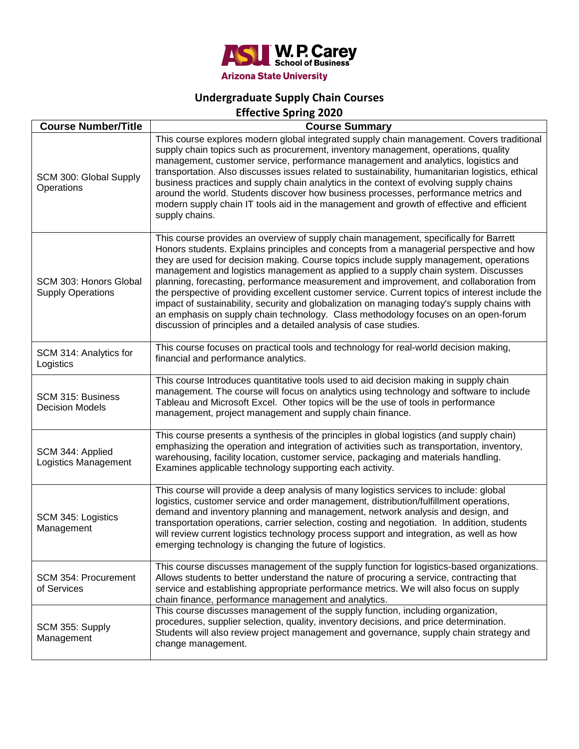W. P. Carey School of Business
Arizona State University

# Undergraduate Supply Chain Courses

## Effective Spring 2020

| Course Number/Title | Course Summary |
| --- | --- |
| SCM 300: Global Supply Operations | This course explores modern global integrated supply chain management. Covers traditional supply chain topics such as procurement, inventory management, operations, quality management, customer service, performance management and analytics, logistics and transportation. Also discusses issues related to sustainability, humanitarian logistics, ethical business practices and supply chain analytics in the context of evolving supply chains around the world. Students discover how business processes, performance metrics and modern supply chain IT tools aid in the management and growth of effective and efficient supply chains. |
| SCM 303: Honors Global Supply Operations | This course provides an overview of supply chain management, specifically for Barrett Honors students. Explains principles and concepts from a managerial perspective and how they are used for decision making. Course topics include supply management, operations management and logistics management as applied to a supply chain system. Discusses planning, forecasting, performance measurement and improvement, and collaboration from the perspective of providing excellent customer service. Current topics of interest include the impact of sustainability, security and globalization on managing today's supply chains with an emphasis on supply chain technology. Class methodology focuses on an open-forum discussion of principles and a detailed analysis of case studies. |
| SCM 314: Analytics for Logistics | This course focuses on practical tools and technology for real-world decision making, financial and performance analytics. |
| SCM 315: Business Decision Models | This course Introduces quantitative tools used to aid decision making in supply chain management. The course will focus on analytics using technology and software to include Tableau and Microsoft Excel. Other topics will be the use of tools in performance management, project management and supply chain finance. |
| SCM 344: Applied Logistics Management | This course presents a synthesis of the principles in global logistics (and supply chain) emphasizing the operation and integration of activities such as transportation, inventory, warehousing, facility location, customer service, packaging and materials handling. Examines applicable technology supporting each activity. |
| SCM 345: Logistics Management | This course will provide a deep analysis of many logistics services to include: global logistics, customer service and order management, distribution/fulfillment operations, demand and inventory planning and management, network analysis and design, and transportation operations, carrier selection, costing and negotiation. In addition, students will review current logistics technology process support and integration, as well as how emerging technology is changing the future of logistics. |
| SCM 354: Procurement of Services | This course discusses management of the supply function for logistics-based organizations. Allows students to better understand the nature of procuring a service, contracting that service and establishing appropriate performance metrics. We will also focus on supply chain finance, performance management and analytics. |
| SCM 355: Supply Management | This course discusses management of the supply function, including organization, procedures, supplier selection, quality, inventory decisions, and price determination. Students will also review project management and governance, supply chain strategy and change management. |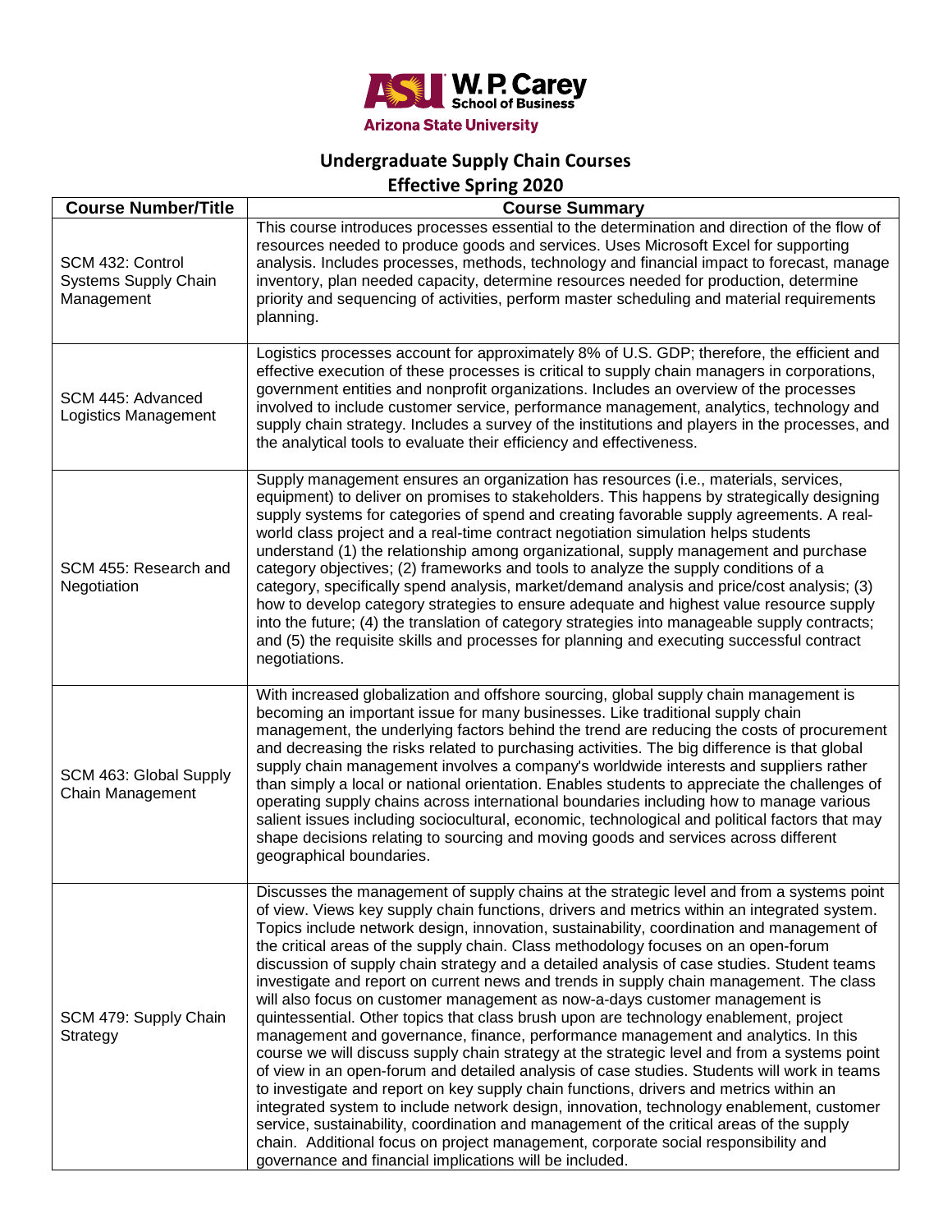ASU W. P. Carey School of Business
Arizona State University

## Undergraduate Supply Chain Courses

### Effective Spring 2020

| Course Number/Title | Course Summary |
|---|---|
| SCM 432: Control Systems Supply Chain Management | This course introduces processes essential to the determination and direction of the flow of resources needed to produce goods and services. Uses Microsoft Excel for supporting analysis. Includes processes, methods, technology and financial impact to forecast, manage inventory, plan needed capacity, determine resources needed for production, determine priority and sequencing of activities, perform master scheduling and material requirements planning. |
| SCM 445: Advanced Logistics Management | Logistics processes account for approximately 8% of U.S. GDP; therefore, the efficient and effective execution of these processes is critical to supply chain managers in corporations, government entities and nonprofit organizations. Includes an overview of the processes involved to include customer service, performance management, analytics, technology and supply chain strategy. Includes a survey of the institutions and players in the processes, and the analytical tools to evaluate their efficiency and effectiveness. |
| SCM 455: Research and Negotiation | Supply management ensures an organization has resources (i.e., materials, services, equipment) to deliver on promises to stakeholders. This happens by strategically designing supply systems for categories of spend and creating favorable simulation supply agreements. A real-world class project and a real-time contract negotiation simulation helps students understand (1) the relationship among organizational, supply management and purchase category objectives; (2) frameworks and tools to analyze the supply conditions of a category, specifically spend analysis, market/demand analysis and price/cost analysis; (3) how to develop category strategies to ensure adequate and highest value resource supply into the future; (4) the translation of category strategies into manageable supply contracts; and (5) the requisite skills and processes for planning and executing successful contract negotiations. |
| SCM 463: Global Supply Chain Management | With increased globalization and offshore sourcing, global supply chain management is becoming an important issue for many businesses. Like traditional supply chain management, the underlying factors behind the trend are reducing the costs of procurement and decreasing the risks related to purchasing activities. The big difference is that global supply chain management involves a company's worldwide interests and suppliers rather than simply a local or national orientation. Enables students to appreciate the challenges of operating supply chains across international boundaries including how to manage various salient issues including sociocultural, economic, technological and political factors that may shape decisions relating to sourcing and moving goods and services across different geographical boundaries. |
| SCM 479: Supply Chain Strategy | Discusses the management of supply chains at the strategic level and from a systems point of view. Views key supply chain functions, drivers and metrics within an integrated system. Topics include network design, innovation, sustainability, coordination and management of the critical areas of the supply chain. Class methodology focuses on an open-forum discussion of supply chain strategy and a detailed analysis of case studies. Student teams investigate and report on current news and trends in supply chain management. The class will also focus on customer management as now-a-days customer management is quintessential. Other topics that class brush upon are technology enablement, project management and governance, finance, performance management and analytics. In this course we will discuss supply chain strategy at the strategic level and from a systems point of view in an open-forum and detailed analysis of case studies. Students will work in teams to investigate and report on key supply chain functions, drivers and metrics within an integrated system to include network design, innovation, technology enablement, customer service, sustainability, coordination and management of the critical areas of the supply chain. Additional focus on project management, corporate social responsibility and governance and financial implications will be included. |